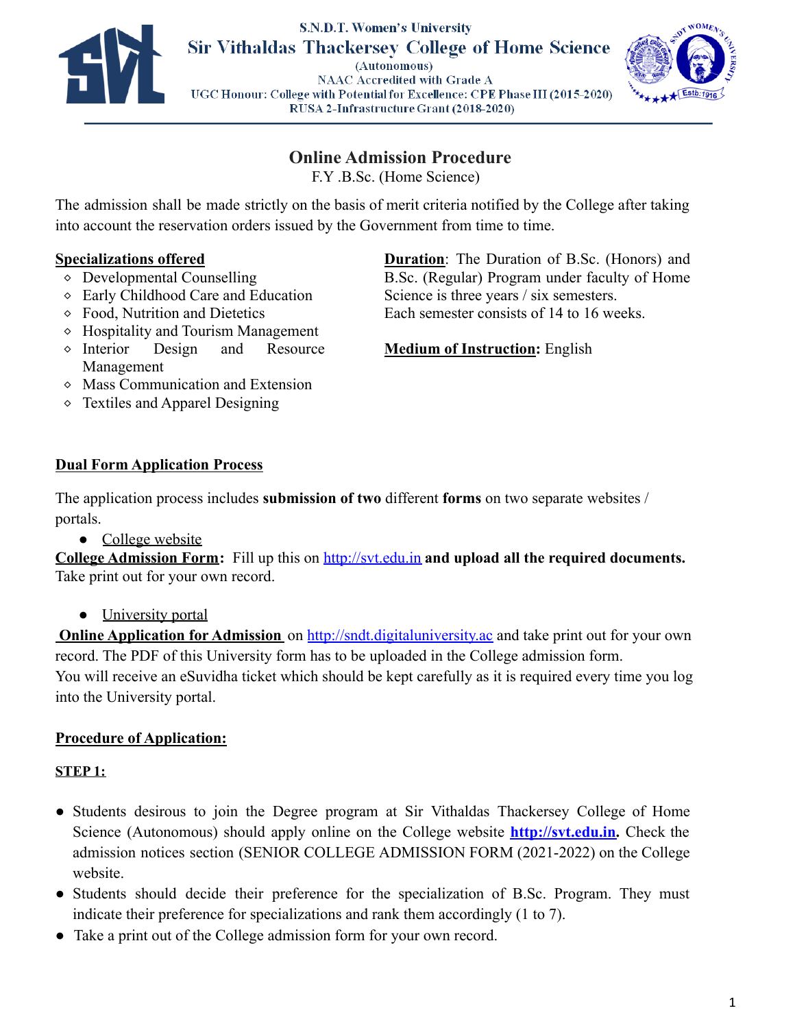S.N.D.T. Women's University

# Sir Vithaldas Thackersey College of Home Science

(Autonomous)

NAAC Accredited with Grade A

UGC Honour: College with Potential for Excellence: CPE Phase III (2015-2020)

RUSA 2-Infrastructure Grant (2018-2020)

## Online Admission Procedure

F.Y .B.Sc. (Home Science)

The admission shall be made strictly on the basis of merit criteria notified by the College after taking into account the reservation orders issued by the Government from time to time.

**Specializations offered**

- Developmental Counselling
- Early Childhood Care and Education
- Food, Nutrition and Dietetics
- Hospitality and Tourism Management
- Interior Design and Resource Management
- Mass Communication and Extension
- Textiles and Apparel Designing

**Duration**: The Duration of B.Sc. (Honors) and B.Sc. (Regular) Program under faculty of Home Science is three years / six semesters. Each semester consists of 14 to 16 weeks.

**Medium of Instruction:** English

**Dual Form Application Process**

The application process includes **submission of two** different **forms** on two separate websites / portals.

- College website

**College Admission Form:** Fill up this on http://svt.edu.in **and upload all the required documents.** Take print out for your own record.

- University portal

**Online Application for Admission** on http://sndt.digitaluniversity.ac and take print out for your own record. The PDF of this University form has to be uploaded in the College admission form. You will receive an eSuvidha ticket which should be kept carefully as it is required every time you log into the University portal.

**Procedure of Application:**

**STEP 1:**

- Students desirous to join the Degree program at Sir Vithaldas Thackersey College of Home Science (Autonomous) should apply online on the College website **http://svt.edu.in.** Check the admission notices section (SENIOR COLLEGE ADMISSION FORM (2021-2022) on the College website.
- Students should decide their preference for the specialization of B.Sc. Program. They must indicate their preference for specializations and rank them accordingly (1 to 7).
- Take a print out of the College admission form for your own record.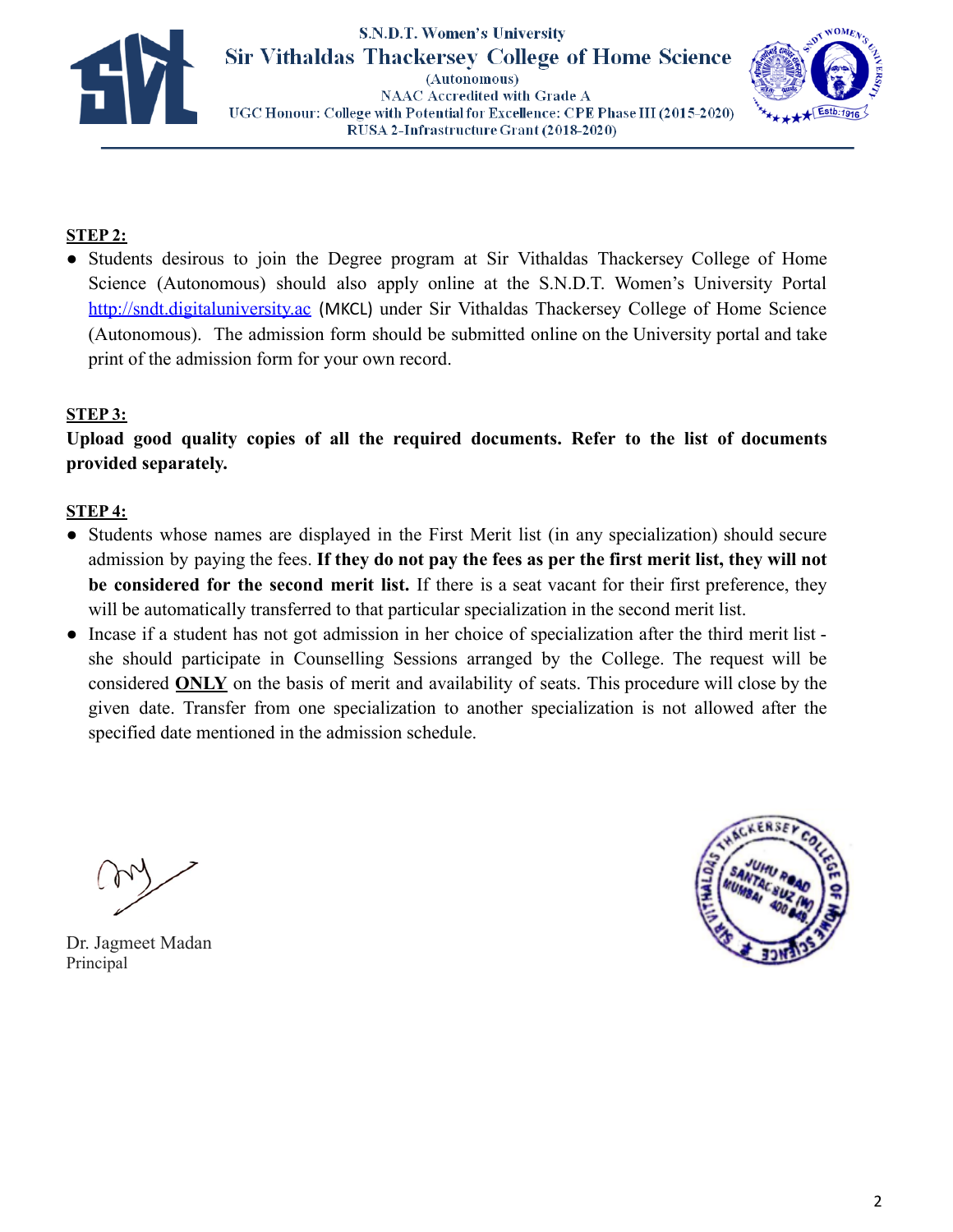**STEP 2:**

- Students desirous to join the Degree program at Sir Vithaldas Thackersey College of Home Science (Autonomous) should also apply online at the S.N.D.T. Women's University Portal http://sndt.digitaluniversity.ac (MKCL) under Sir Vithaldas Thackersey College of Home Science (Autonomous). The admission form should be submitted online on the University portal and take print of the admission form for your own record.

**STEP 3:**

**Upload good quality copies of all the required documents. Refer to the list of documents provided separately.**

**STEP 4:**

- Students whose names are displayed in the First Merit list (in any specialization) should secure admission by paying the fees. **If they do not pay the fees as per the first merit list, they will not be considered for the second merit list.** If there is a seat vacant for their first preference, they will be automatically transferred to that particular specialization in the second merit list.
- Incase if a student has not got admission in her choice of specialization after the third merit list - she should participate in Counselling Sessions arranged by the College. The request will be considered **ONLY** on the basis of merit and availability of seats. This procedure will close by the given date. Transfer from one specialization to another specialization is not allowed after the specified date mentioned in the admission schedule.

Dr. Jagmeet Madan
Principal